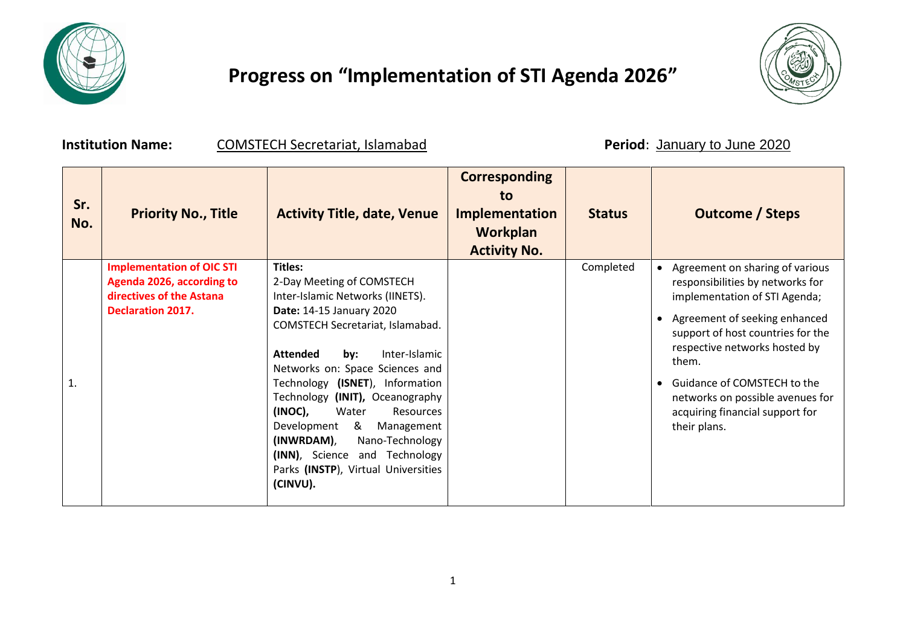# Progress on "Implementation of STI Agenda 2026"

**Institution Name:** COMSTECH Secretariat, Islamabad

**Period**: January to June 2020

| Sr. No. | Priority No., Title | Activity Title, date, Venue | Corresponding to Implementation Workplan Activity No. | Status | Outcome / Steps |
|---|---|---|---|---|---|
| 1. | **Implementation of OIC STI Agenda 2026, according to directives of the Astana Declaration 2017.** | **Titles:**<br>2-Day Meeting of COMSTECH Inter-Islamic Networks (IINETS).<br>**Date:** 14-15 January 2020<br>COMSTECH Secretariat, Islamabad.<br><br>**Attended by:** Inter-Islamic Networks on: Space Sciences and Technology **(ISNET)**, Information Technology **(INIT),** Oceanography **(INOC),** Water Resources Development & Management **(INWRDAM)**, Nano-Technology **(INN)**, Science and Technology Parks **(INSTP)**, Virtual Universities **(CINVU).** | | Completed | • Agreement on sharing of various responsibilities by networks for implementation of STI Agenda;<br>• Agreement of seeking enhanced support of host countries for the respective networks hosted by them.<br>• Guidance of COMSTECH to the networks on possible avenues for acquiring financial support for their plans. |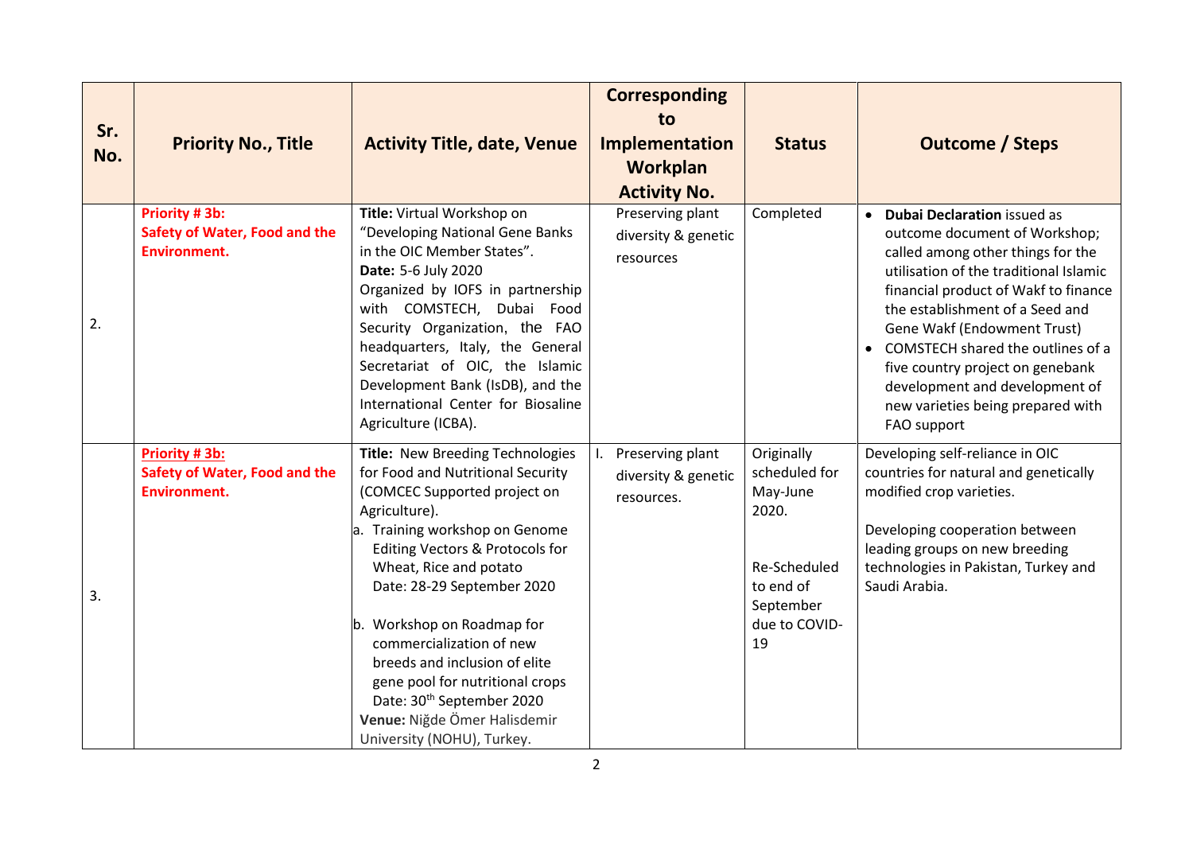| Sr. No. | Priority No., Title | Activity Title, date, Venue | Corresponding to Implementation Workplan Activity No. | Status | Outcome / Steps |
|---|---|---|---|---|---|
| 2. | **Priority # 3b: Safety of Water, Food and the Environment.** | **Title:** Virtual Workshop on "Developing National Gene Banks in the OIC Member States". **Date:** 5-6 July 2020 Organized by IOFS in partnership with COMSTECH, Dubai Food Security Organization, the FAO headquarters, Italy, the General Secretariat of OIC, the Islamic Development Bank (IsDB), and the International Center for Biosaline Agriculture (ICBA). | Preserving plant diversity & genetic resources | Completed | • **Dubai Declaration** issued as outcome document of Workshop; called among other things for the utilisation of the traditional Islamic financial product of Wakf to finance the establishment of a Seed and Gene Wakf (Endowment Trust) • COMSTECH shared the outlines of a five country project on genebank development and development of new varieties being prepared with FAO support |
| 3. | **Priority # 3b: Safety of Water, Food and the Environment.** | **Title:** New Breeding Technologies for Food and Nutritional Security (COMCEC Supported project on Agriculture). a. Training workshop on Genome Editing Vectors & Protocols for Wheat, Rice and potato Date: 28-29 September 2020 b. Workshop on Roadmap for commercialization of new breeds and inclusion of elite gene pool for nutritional crops Date: 30th September 2020 **Venue:** Niğde Ömer Halisdemir University (NOHU), Turkey. | I. Preserving plant diversity & genetic resources. | Originally scheduled for May-June 2020. Re-Scheduled to end of September due to COVID-19 | Developing self-reliance in OIC countries for natural and genetically modified crop varieties. Developing cooperation between leading groups on new breeding technologies in Pakistan, Turkey and Saudi Arabia. |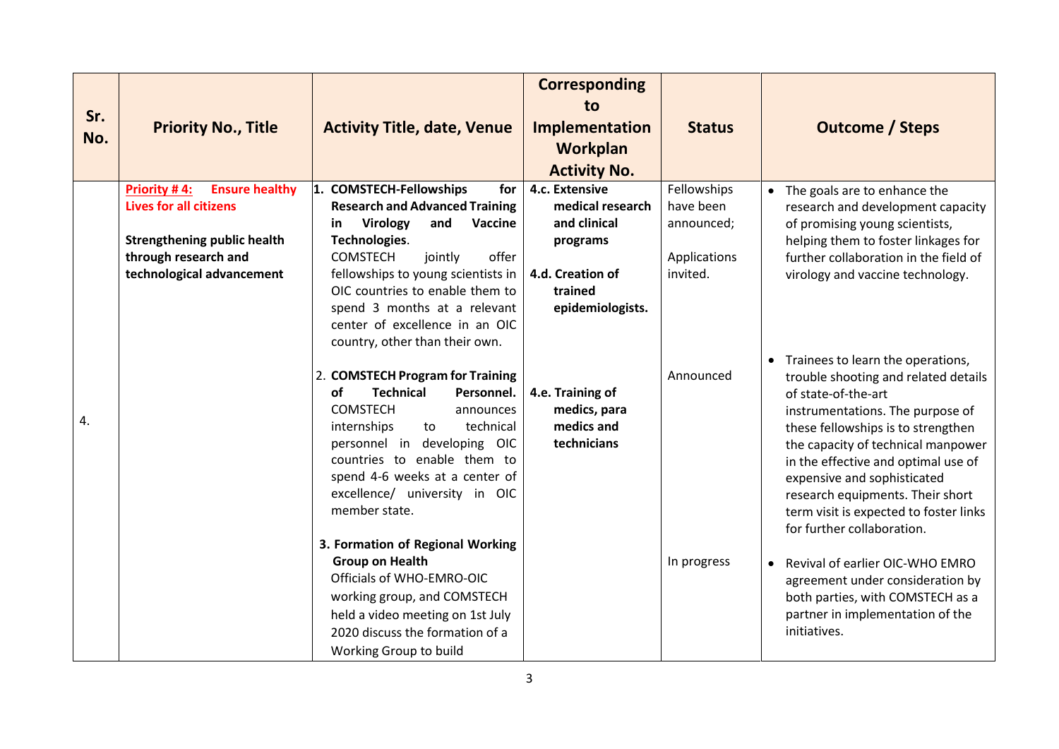| Sr. No. | Priority No., Title | Activity Title, date, Venue | Corresponding to Implementation Workplan Activity No. | Status | Outcome / Steps |
|---|---|---|---|---|---|
| 4. | **Priority # 4: Ensure healthy Lives for all citizens**<br><br>**Strengthening public health through research and technological advancement** | 1. **COMSTECH-Fellowships for Research and Advanced Training in Virology and Vaccine Technologies**. COMSTECH jointly offer fellowships to young scientists in OIC countries to enable them to spend 3 months at a relevant center of excellence in an OIC country, other than their own. | **4.c. Extensive medical research and clinical programs**<br><br>**4.d. Creation of trained epidemiologists.** | Fellowships have been announced;<br><br>Applications invited. | • The goals are to enhance the research and development capacity of promising young scientists, helping them to foster linkages for further collaboration in the field of virology and vaccine technology. |
| | | 2. **COMSTECH Program for Training of Technical Personnel.** COMSTECH announces internships to technical personnel in developing OIC countries to enable them to spend 4-6 weeks at a center of excellence/ university in OIC member state. | **4.e. Training of medics, para medics and technicians** | Announced | • Trainees to learn the operations, trouble shooting and related details of state-of-the-art instrumentations. The purpose of these fellowships is to strengthen the capacity of technical manpower in the effective and optimal use of expensive and sophisticated research equipments. Their short term visit is expected to foster links for further collaboration. |
| | | 3. **Formation of Regional Working Group on Health** Officials of WHO-EMRO-OIC working group, and COMSTECH held a video meeting on 1st July 2020 discuss the formation of a Working Group to build | | In progress | • Revival of earlier OIC-WHO EMRO agreement under consideration by both parties, with COMSTECH as a partner in implementation of the initiatives. |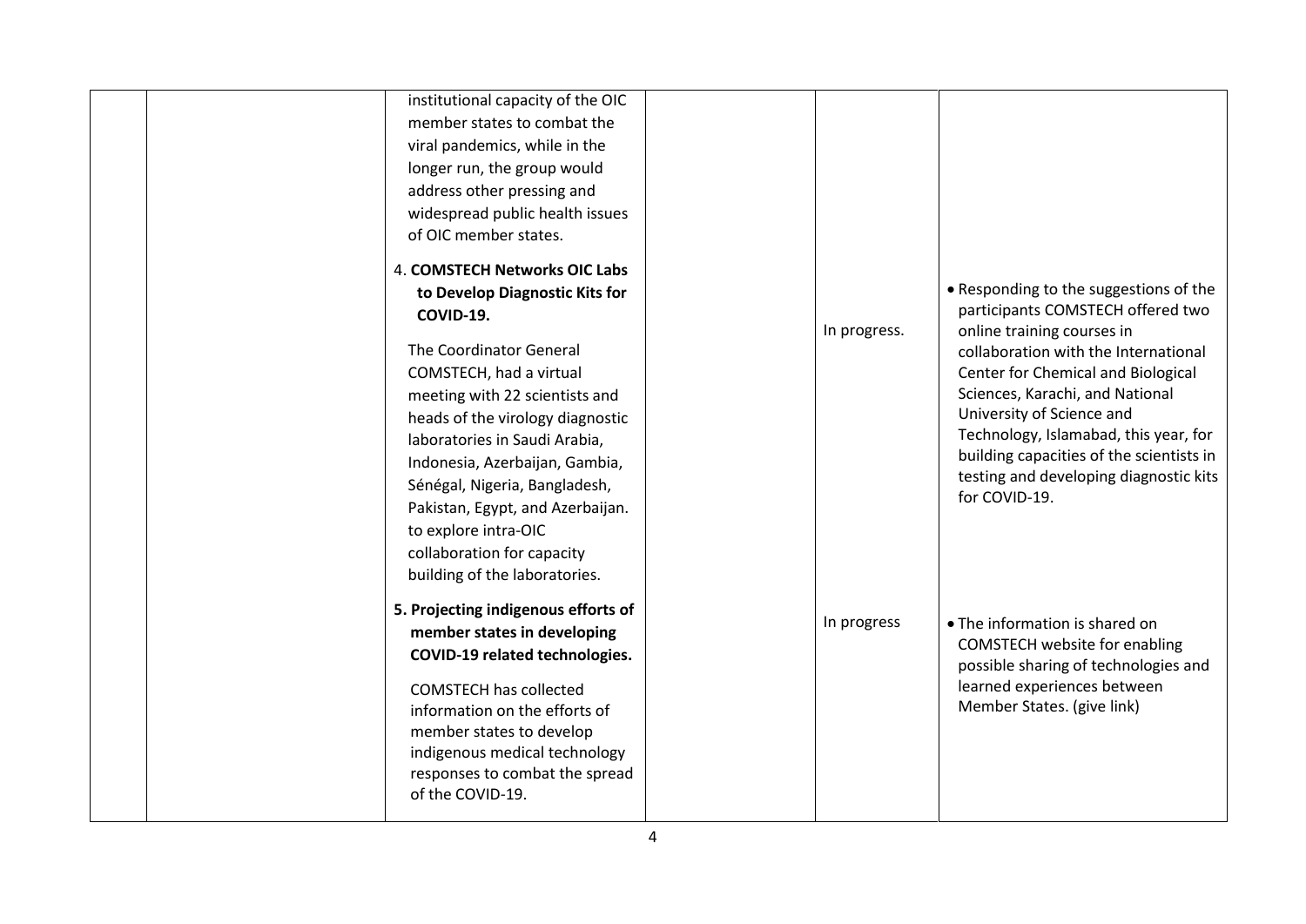| | | | | | |
|---|---|---|---|---|---|
| | | institutional capacity of the OIC member states to combat the viral pandemics, while in the longer run, the group would address other pressing and widespread public health issues of OIC member states.<br><br>4. **COMSTECH Networks OIC Labs to Develop Diagnostic Kits for COVID-19.**<br><br>The Coordinator General COMSTECH, had a virtual meeting with 22 scientists and heads of the virology diagnostic laboratories in Saudi Arabia, Indonesia, Azerbaijan, Gambia, Sénégal, Nigeria, Bangladesh, Pakistan, Egypt, and Azerbaijan. to explore intra-OIC collaboration for capacity building of the laboratories. | | In progress. | • Responding to the suggestions of the participants COMSTECH offered two online training courses in collaboration with the International Center for Chemical and Biological Sciences, Karachi, and National University of Science and Technology, Islamabad, this year, for building capacities of the scientists in testing and developing diagnostic kits for COVID-19. |
| | | **5. Projecting indigenous efforts of member states in developing COVID-19 related technologies.**<br><br>COMSTECH has collected information on the efforts of member states to develop indigenous medical technology responses to combat the spread of the COVID-19. | | In progress | • The information is shared on COMSTECH website for enabling possible sharing of technologies and learned experiences between Member States. (give link) |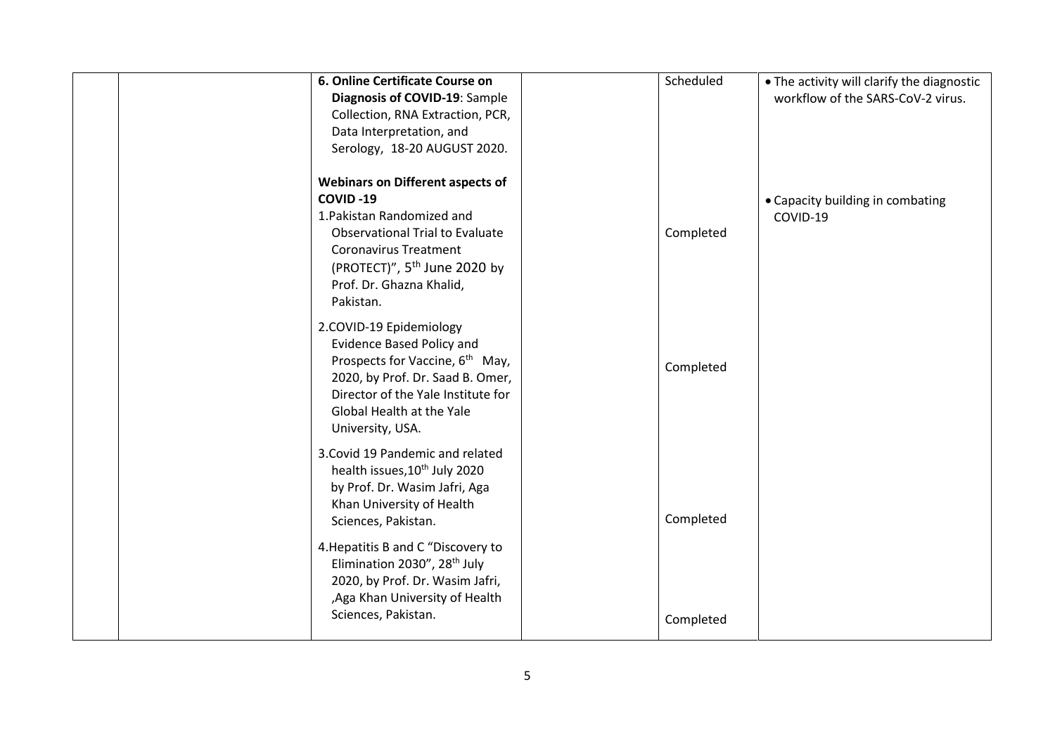| | | | | | |
|---|---|---|---|---|---|
| | | **6. Online Certificate Course on Diagnosis of COVID-19**: Sample Collection, RNA Extraction, PCR, Data Interpretation, and Serology, 18-20 AUGUST 2020. | | Scheduled | • The activity will clarify the diagnostic workflow of the SARS-CoV-2 virus. |
| | | **Webinars on Different aspects of COVID -19**<br>1.Pakistan Randomized and Observational Trial to Evaluate Coronavirus Treatment (PROTECT)", 5th June 2020 by Prof. Dr. Ghazna Khalid, Pakistan. | | Completed | • Capacity building in combating COVID-19 |
| | | 2.COVID-19 Epidemiology Evidence Based Policy and Prospects for Vaccine, 6th May, 2020, by Prof. Dr. Saad B. Omer, Director of the Yale Institute for Global Health at the Yale University, USA. | | Completed | |
| | | 3.Covid 19 Pandemic and related health issues,10th July 2020 by Prof. Dr. Wasim Jafri, Aga Khan University of Health Sciences, Pakistan. | | Completed | |
| | | 4.Hepatitis B and C "Discovery to Elimination 2030", 28th July 2020, by Prof. Dr. Wasim Jafri, ,Aga Khan University of Health Sciences, Pakistan. | | Completed | |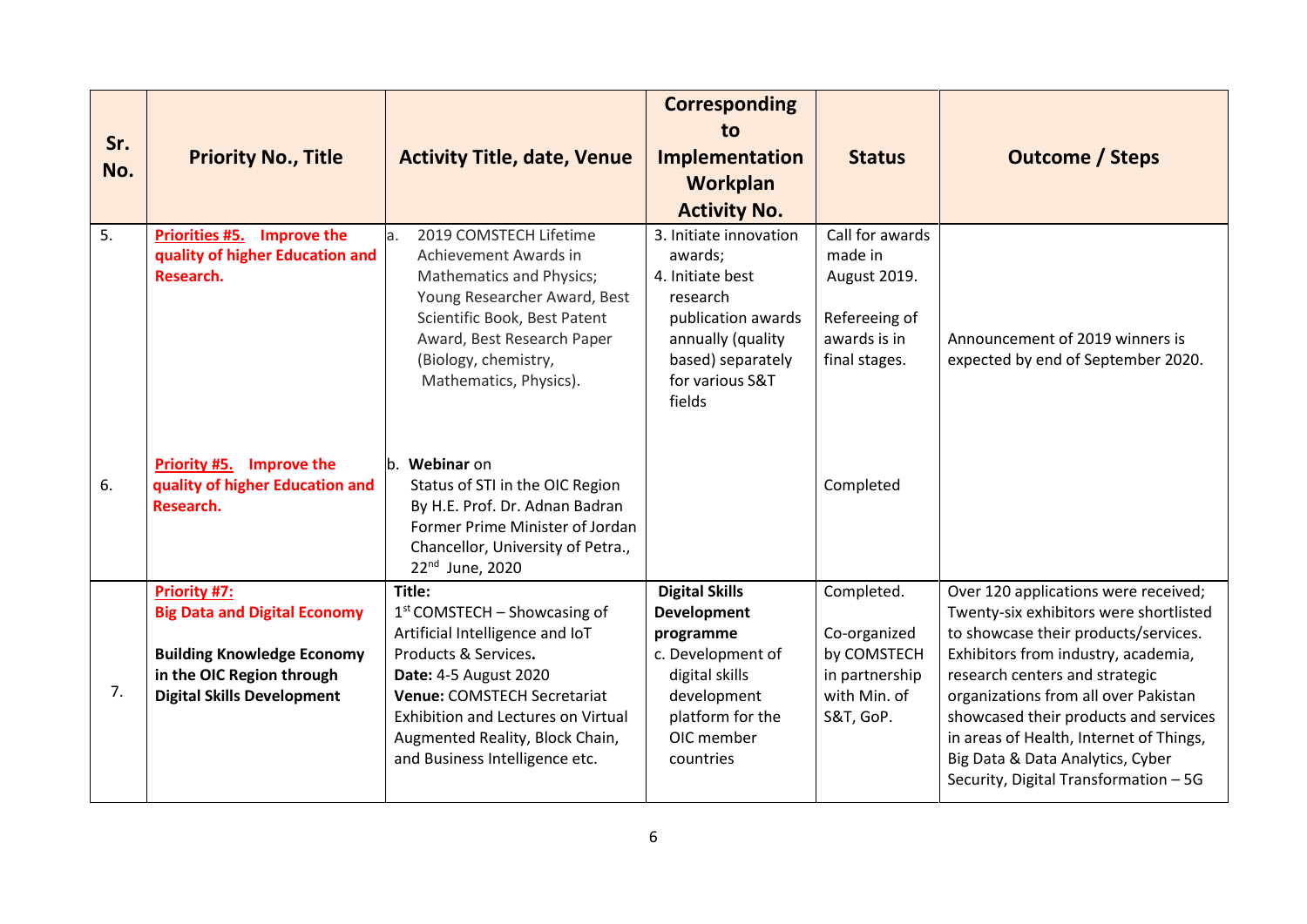| Sr. No. | Priority No., Title | Activity Title, date, Venue | Corresponding to Implementation Workplan Activity No. | Status | Outcome / Steps |
|---|---|---|---|---|---|
| 5. | **Priorities #5. Improve the quality of higher Education and Research.** | a. 2019 COMSTECH Lifetime Achievement Awards in Mathematics and Physics; Young Researcher Award, Best Scientific Book, Best Patent Award, Best Research Paper (Biology, chemistry, Mathematics, Physics). | 3. Initiate innovation awards;<br>4. Initiate best research publication awards annually (quality based) separately for various S&T fields | Call for awards made in August 2019.<br><br>Refereeing of awards is in final stages. | Announcement of 2019 winners is expected by end of September 2020. |
| 6. | **Priority #5. Improve the quality of higher Education and Research.** | b. **Webinar** on Status of STI in the OIC Region By H.E. Prof. Dr. Adnan Badran Former Prime Minister of Jordan Chancellor, University of Petra., 22nd June, 2020 | | Completed | |
| 7. | **Priority #7: Big Data and Digital Economy**<br><br>**Building Knowledge Economy in the OIC Region through Digital Skills Development** | **Title:** 1st COMSTECH – Showcasing of Artificial Intelligence and IoT Products & Services.<br>**Date:** 4-5 August 2020<br>**Venue:** COMSTECH Secretariat Exhibition and Lectures on Virtual Augmented Reality, Block Chain, and Business Intelligence etc. | **Digital Skills Development programme**<br>c. Development of digital skills development platform for the OIC member countries | Completed.<br><br>Co-organized by COMSTECH in partnership with Min. of S&T, GoP. | Over 120 applications were received; Twenty-six exhibitors were shortlisted to showcase their products/services. Exhibitors from industry, academia, research centers and strategic organizations from all over Pakistan showcased their products and services in areas of Health, Internet of Things, Big Data & Data Analytics, Cyber Security, Digital Transformation – 5G |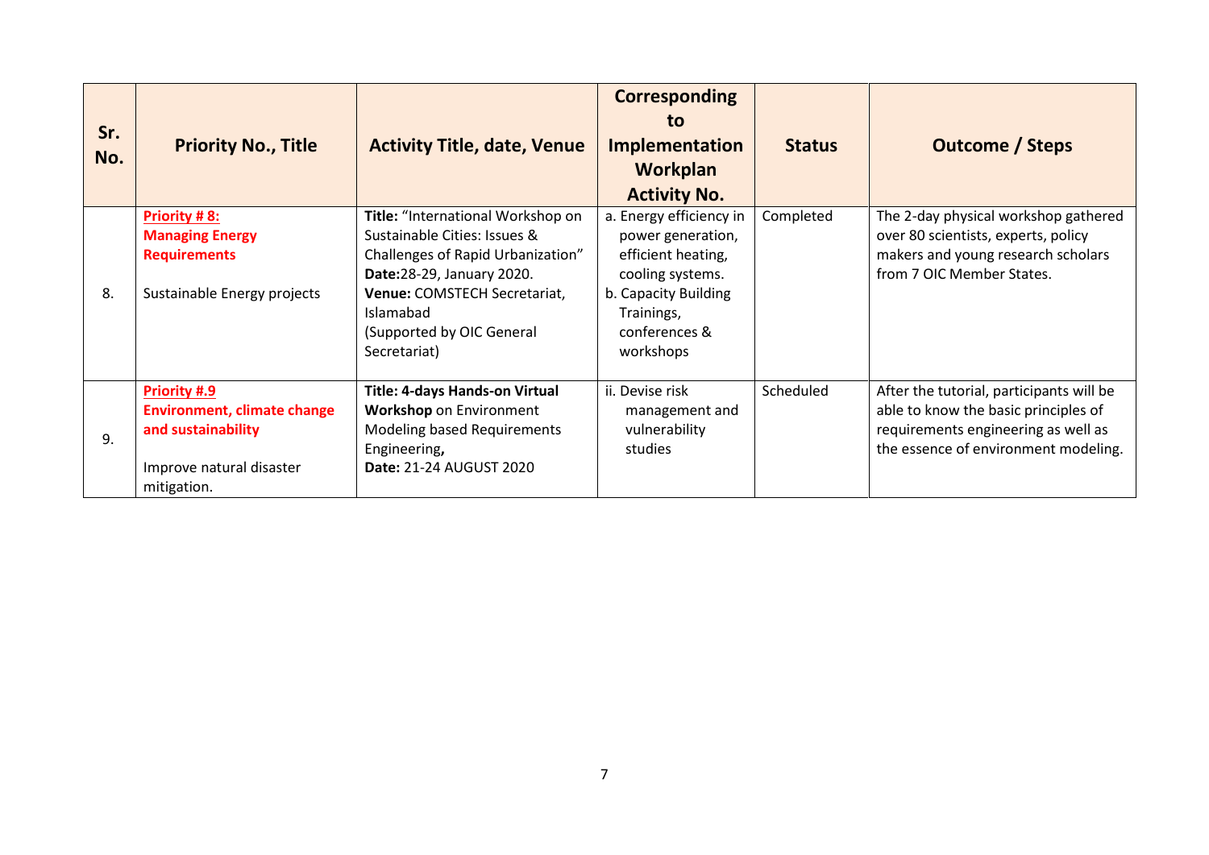| Sr. No. | Priority No., Title | Activity Title, date, Venue | Corresponding to Implementation Workplan Activity No. | Status | Outcome / Steps |
|---|---|---|---|---|---|
| 8. | **Priority # 8:** **Managing Energy Requirements** <br> Sustainable Energy projects | **Title:** "International Workshop on Sustainable Cities: Issues & Challenges of Rapid Urbanization" **Date:**28-29, January 2020. **Venue:** COMSTECH Secretariat, Islamabad (Supported by OIC General Secretariat) | a. Energy efficiency in power generation, efficient heating, cooling systems. b. Capacity Building Trainings, conferences & workshops | Completed | The 2-day physical workshop gathered over 80 scientists, experts, policy makers and young research scholars from 7 OIC Member States. |
| 9. | **Priority #.9** **Environment, climate change and sustainability** <br> Improve natural disaster mitigation. | **Title: 4-days Hands-on Virtual Workshop** on Environment Modeling based Requirements Engineering**,** **Date:** 21-24 AUGUST 2020 | ii. Devise risk management and vulnerability studies | Scheduled | After the tutorial, participants will be able to know the basic principles of requirements engineering as well as the essence of environment modeling. |